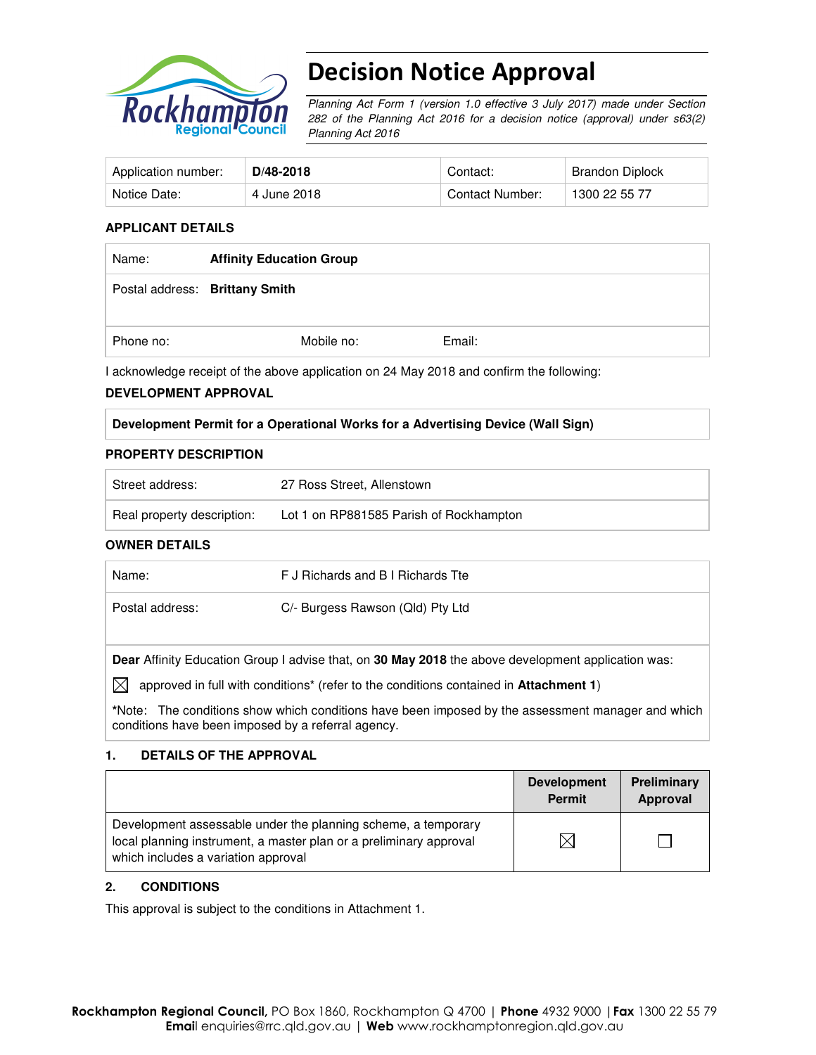# Decision Notice Approval

*Planning Act Form 1 (version 1.0 effective 3 July 2017) made under Section 282 of the Planning Act 2016 for a decision notice (approval) under s63(2) Planning Act 2016*

| Application number: | **D/48-2018** | Contact: | Brandon Diplock |
|---|---|---|---|
| Notice Date: | 4 June 2018 | Contact Number: | 1300 22 55 77 |

**APPLICANT DETAILS**

| Name: | **Affinity Education Group** | |
|---|---|---|
| Postal address: | **Brittany Smith** | |
| Phone no: | Mobile no: | Email: |

I acknowledge receipt of the above application on 24 May 2018 and confirm the following:

**DEVELOPMENT APPROVAL**

| **Development Permit for a Operational Works for a Advertising Device (Wall Sign)** |
|---|

**PROPERTY DESCRIPTION**

| Street address: | 27 Ross Street, Allenstown |
|---|---|
| Real property description: | Lot 1 on RP881585 Parish of Rockhampton |

**OWNER DETAILS**

| Name: | F J Richards and B I Richards Tte |
|---|---|
| Postal address: | C/- Burgess Rawson (Qld) Pty Ltd |

**Dear** Affinity Education Group I advise that, on **30 May 2018** the above development application was:

☒ approved in full with conditions* (refer to the conditions contained in **Attachment 1**)

*Note: The conditions show which conditions have been imposed by the assessment manager and which conditions have been imposed by a referral agency.

## 1. DETAILS OF THE APPROVAL

| | Development Permit | Preliminary Approval |
|---|---|---|
| Development assessable under the planning scheme, a temporary local planning instrument, a master plan or a preliminary approval which includes a variation approval | ☒ | ☐ |

## 2. CONDITIONS

This approval is subject to the conditions in Attachment 1.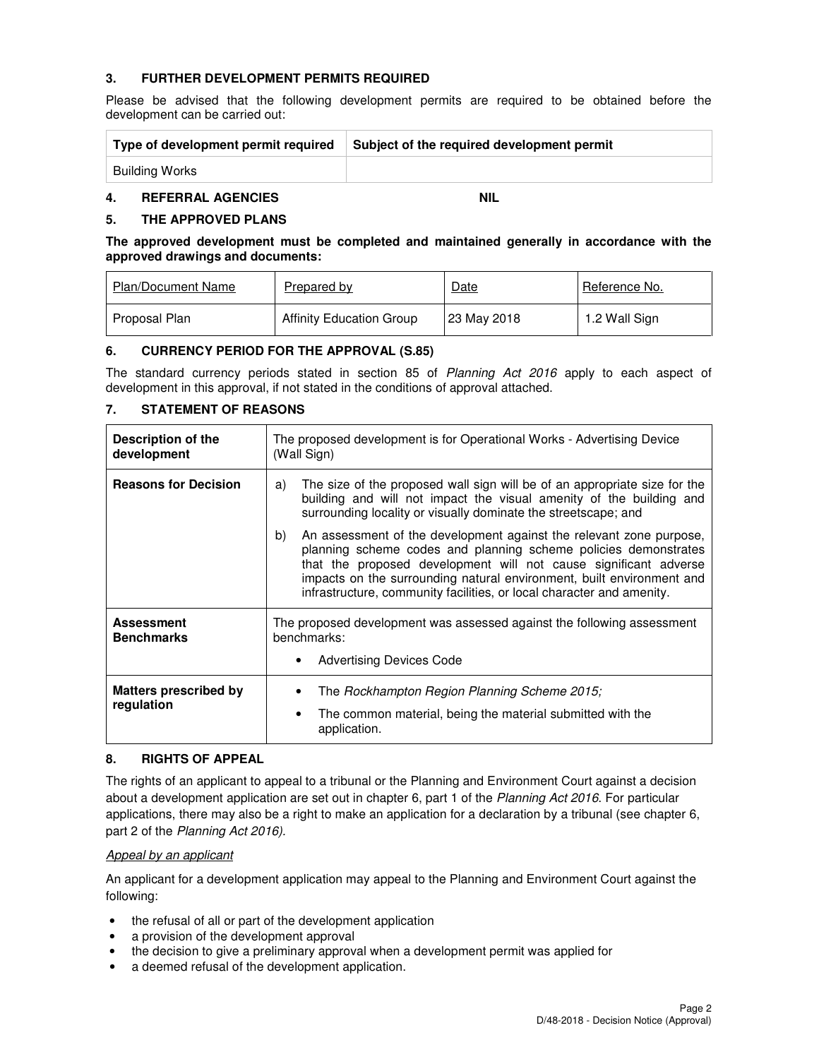### 3. FURTHER DEVELOPMENT PERMITS REQUIRED

Please be advised that the following development permits are required to be obtained before the development can be carried out:

| Type of development permit required | Subject of the required development permit |
|---|---|
| Building Works | |

### 4. REFERRAL AGENCIES NIL

### 5. THE APPROVED PLANS

**The approved development must be completed and maintained generally in accordance with the approved drawings and documents:**

| Plan/Document Name | Prepared by | Date | Reference No. |
|---|---|---|---|
| Proposal Plan | Affinity Education Group | 23 May 2018 | 1.2 Wall Sign |

### 6. CURRENCY PERIOD FOR THE APPROVAL (S.85)

The standard currency periods stated in section 85 of *Planning Act 2016* apply to each aspect of development in this approval, if not stated in the conditions of approval attached.

### 7. STATEMENT OF REASONS

| | |
|---|---|
| **Description of the development** | The proposed development is for Operational Works - Advertising Device (Wall Sign) |
| **Reasons for Decision** | a) The size of the proposed wall sign will be of an appropriate size for the building and will not impact the visual amenity of the building and surrounding locality or visually dominate the streetscape; and<br>b) An assessment of the development against the relevant zone purpose, planning scheme codes and planning scheme policies demonstrates that the proposed development will not cause significant adverse impacts on the surrounding natural environment, built environment and infrastructure, community facilities, or local character and amenity. |
| **Assessment Benchmarks** | The proposed development was assessed against the following assessment benchmarks:<br>• Advertising Devices Code |
| **Matters prescribed by regulation** | • The *Rockhampton Region Planning Scheme 2015;*<br>• The common material, being the material submitted with the application. |

### 8. RIGHTS OF APPEAL

The rights of an applicant to appeal to a tribunal or the Planning and Environment Court against a decision about a development application are set out in chapter 6, part 1 of the *Planning Act 2016*. For particular applications, there may also be a right to make an application for a declaration by a tribunal (see chapter 6, part 2 of the *Planning Act 2016).*

*Appeal by an applicant*

An applicant for a development application may appeal to the Planning and Environment Court against the following:

- the refusal of all or part of the development application
- a provision of the development approval
- the decision to give a preliminary approval when a development permit was applied for
- a deemed refusal of the development application.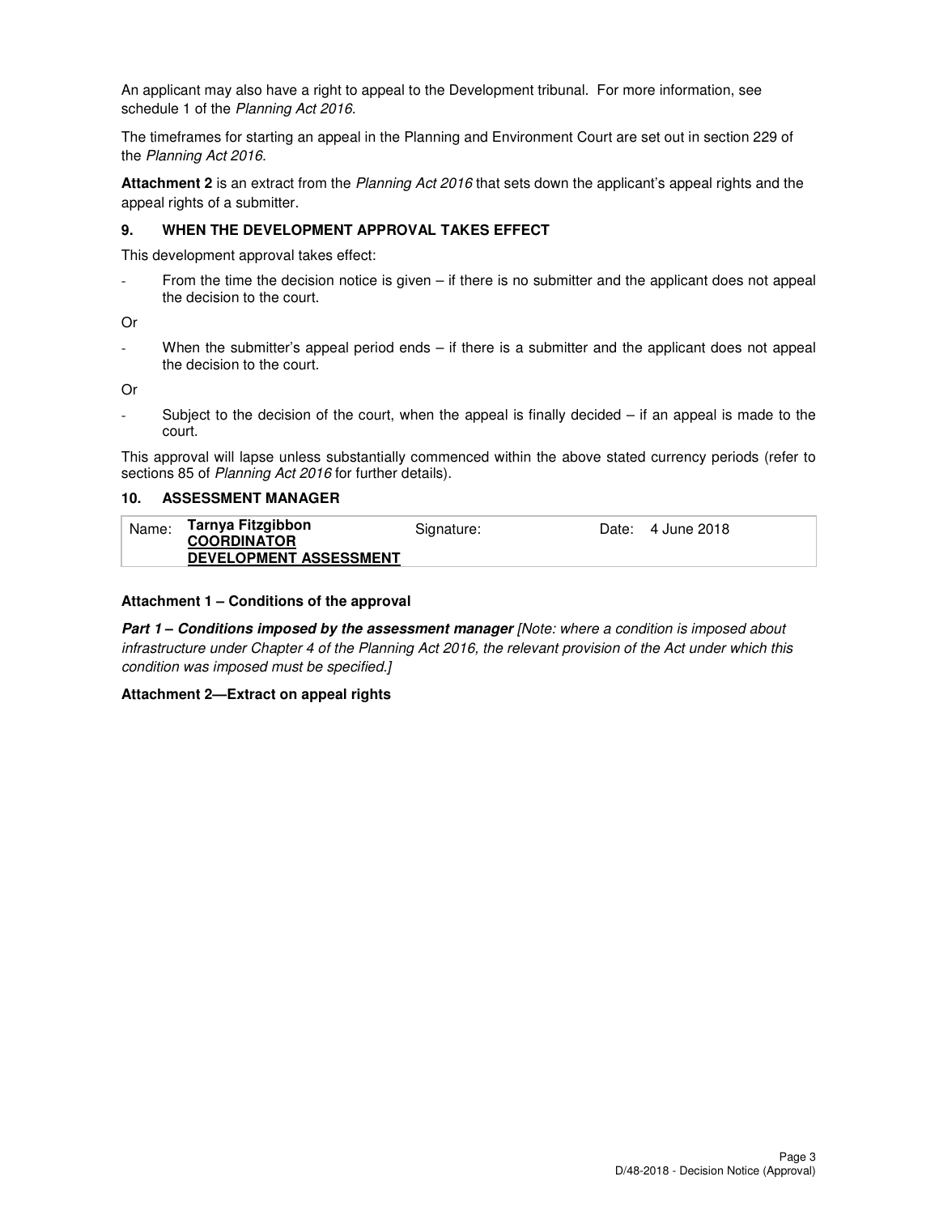An applicant may also have a right to appeal to the Development tribunal. For more information, see schedule 1 of the *Planning Act 2016*.

The timeframes for starting an appeal in the Planning and Environment Court are set out in section 229 of the *Planning Act 2016*.

**Attachment 2** is an extract from the *Planning Act 2016* that sets down the applicant's appeal rights and the appeal rights of a submitter.

## 9. WHEN THE DEVELOPMENT APPROVAL TAKES EFFECT

This development approval takes effect:

- From the time the decision notice is given – if there is no submitter and the applicant does not appeal the decision to the court.

Or

- When the submitter's appeal period ends – if there is a submitter and the applicant does not appeal the decision to the court.

Or

- Subject to the decision of the court, when the appeal is finally decided – if an appeal is made to the court.

This approval will lapse unless substantially commenced within the above stated currency periods (refer to sections 85 of *Planning Act 2016* for further details).

## 10. ASSESSMENT MANAGER

| Name: | **Tarnya Fitzgibbon** <br> **COORDINATOR** <br> **DEVELOPMENT ASSESSMENT** | Signature: | Date: | 4 June 2018 |
|---|---|---|---|---|

**Attachment 1 – Conditions of the approval**

***Part 1 – Conditions imposed by the assessment manager*** *[Note: where a condition is imposed about infrastructure under Chapter 4 of the Planning Act 2016, the relevant provision of the Act under which this condition was imposed must be specified.]*

**Attachment 2—Extract on appeal rights**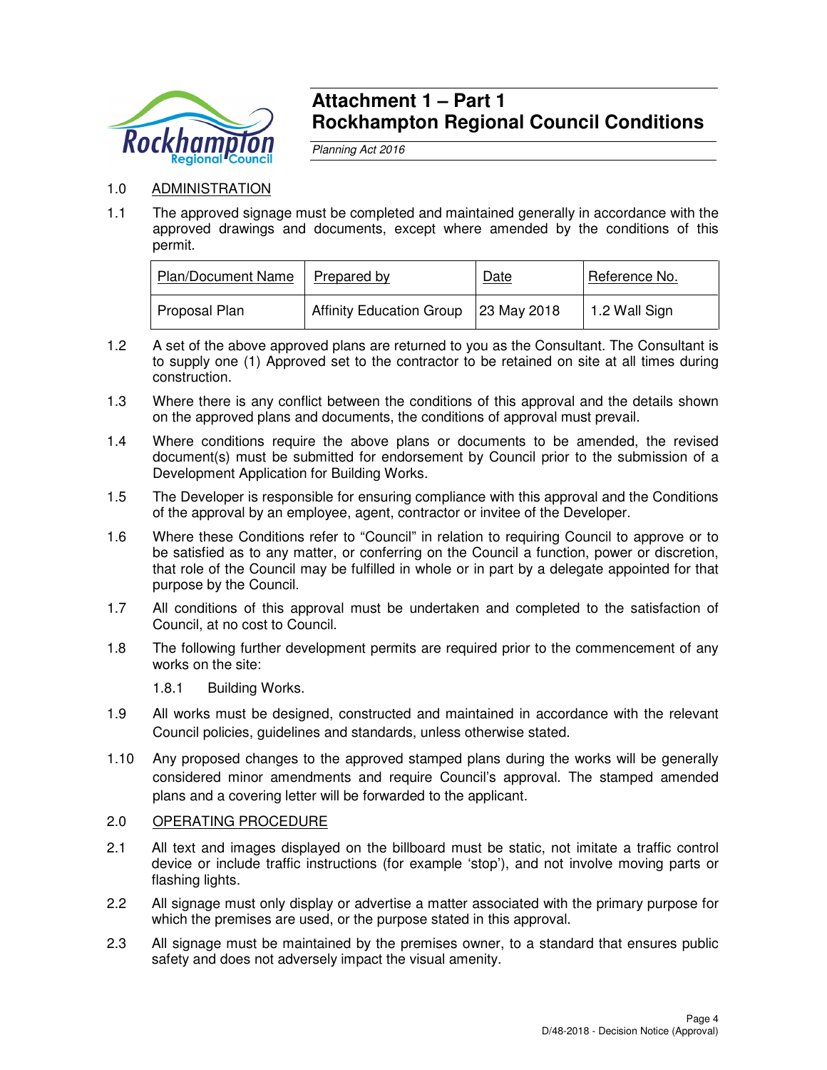# Attachment 1 – Part 1
# Rockhampton Regional Council Conditions

*Planning Act 2016*

1.0 ADMINISTRATION

1.1 The approved signage must be completed and maintained generally in accordance with the approved drawings and documents, except where amended by the conditions of this permit.

| Plan/Document Name | Prepared by | Date | Reference No. |
|---|---|---|---|
| Proposal Plan | Affinity Education Group | 23 May 2018 | 1.2 Wall Sign |

1.2 A set of the above approved plans are returned to you as the Consultant. The Consultant is to supply one (1) Approved set to the contractor to be retained on site at all times during construction.

1.3 Where there is any conflict between the conditions of this approval and the details shown on the approved plans and documents, the conditions of approval must prevail.

1.4 Where conditions require the above plans or documents to be amended, the revised document(s) must be submitted for endorsement by Council prior to the submission of a Development Application for Building Works.

1.5 The Developer is responsible for ensuring compliance with this approval and the Conditions of the approval by an employee, agent, contractor or invitee of the Developer.

1.6 Where these Conditions refer to "Council" in relation to requiring Council to approve or to be satisfied as to any matter, or conferring on the Council a function, power or discretion, that role of the Council may be fulfilled in whole or in part by a delegate appointed for that purpose by the Council.

1.7 All conditions of this approval must be undertaken and completed to the satisfaction of Council, at no cost to Council.

1.8 The following further development permits are required prior to the commencement of any works on the site:

1.8.1 Building Works.

1.9 All works must be designed, constructed and maintained in accordance with the relevant Council policies, guidelines and standards, unless otherwise stated.

1.10 Any proposed changes to the approved stamped plans during the works will be generally considered minor amendments and require Council's approval. The stamped amended plans and a covering letter will be forwarded to the applicant.

2.0 OPERATING PROCEDURE

2.1 All text and images displayed on the billboard must be static, not imitate a traffic control device or include traffic instructions (for example 'stop'), and not involve moving parts or flashing lights.

2.2 All signage must only display or advertise a matter associated with the primary purpose for which the premises are used, or the purpose stated in this approval.

2.3 All signage must be maintained by the premises owner, to a standard that ensures public safety and does not adversely impact the visual amenity.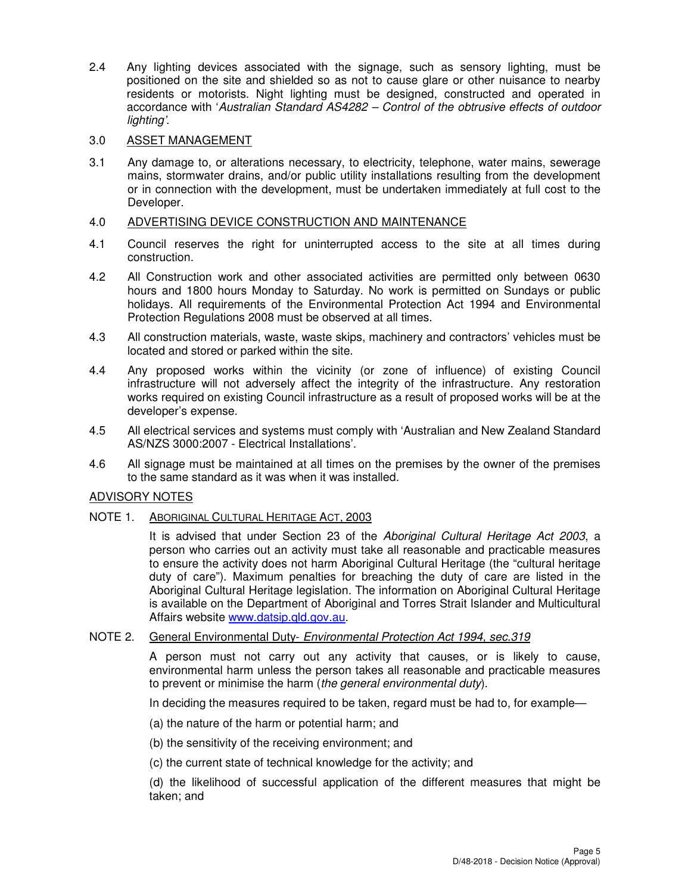2.4 Any lighting devices associated with the signage, such as sensory lighting, must be positioned on the site and shielded so as not to cause glare or other nuisance to nearby residents or motorists. Night lighting must be designed, constructed and operated in accordance with '*Australian Standard AS4282 – Control of the obtrusive effects of outdoor lighting'*.

## 3.0 ASSET MANAGEMENT

3.1 Any damage to, or alterations necessary, to electricity, telephone, water mains, sewerage mains, stormwater drains, and/or public utility installations resulting from the development or in connection with the development, must be undertaken immediately at full cost to the Developer.

## 4.0 ADVERTISING DEVICE CONSTRUCTION AND MAINTENANCE

4.1 Council reserves the right for uninterrupted access to the site at all times during construction.

4.2 All Construction work and other associated activities are permitted only between 0630 hours and 1800 hours Monday to Saturday. No work is permitted on Sundays or public holidays. All requirements of the Environmental Protection Act 1994 and Environmental Protection Regulations 2008 must be observed at all times.

4.3 All construction materials, waste, waste skips, machinery and contractors' vehicles must be located and stored or parked within the site.

4.4 Any proposed works within the vicinity (or zone of influence) of existing Council infrastructure will not adversely affect the integrity of the infrastructure. Any restoration works required on existing Council infrastructure as a result of proposed works will be at the developer's expense.

4.5 All electrical services and systems must comply with 'Australian and New Zealand Standard AS/NZS 3000:2007 - Electrical Installations'.

4.6 All signage must be maintained at all times on the premises by the owner of the premises to the same standard as it was when it was installed.

## ADVISORY NOTES

### NOTE 1. ABORIGINAL CULTURAL HERITAGE ACT, 2003

It is advised that under Section 23 of the *Aboriginal Cultural Heritage Act 2003*, a person who carries out an activity must take all reasonable and practicable measures to ensure the activity does not harm Aboriginal Cultural Heritage (the "cultural heritage duty of care"). Maximum penalties for breaching the duty of care are listed in the Aboriginal Cultural Heritage legislation. The information on Aboriginal Cultural Heritage is available on the Department of Aboriginal and Torres Strait Islander and Multicultural Affairs website www.datsip.qld.gov.au.

### NOTE 2. General Environmental Duty- *Environmental Protection Act 1994, sec.319*

A person must not carry out any activity that causes, or is likely to cause, environmental harm unless the person takes all reasonable and practicable measures to prevent or minimise the harm (*the general environmental duty*).

In deciding the measures required to be taken, regard must be had to, for example—

(a) the nature of the harm or potential harm; and

(b) the sensitivity of the receiving environment; and

(c) the current state of technical knowledge for the activity; and

(d) the likelihood of successful application of the different measures that might be taken; and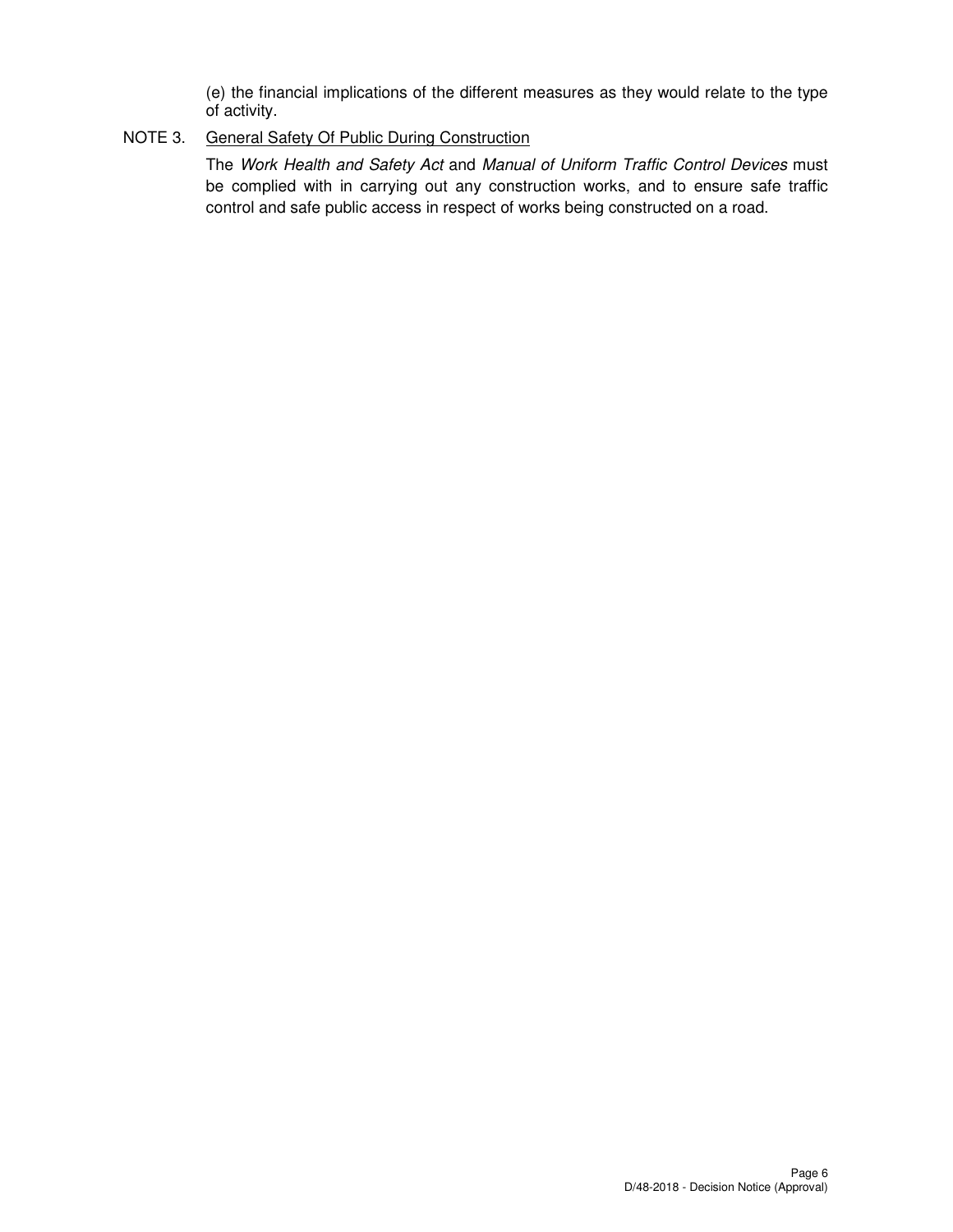(e) the financial implications of the different measures as they would relate to the type of activity.

NOTE 3. General Safety Of Public During Construction

The *Work Health and Safety Act* and *Manual of Uniform Traffic Control Devices* must be complied with in carrying out any construction works, and to ensure safe traffic control and safe public access in respect of works being constructed on a road.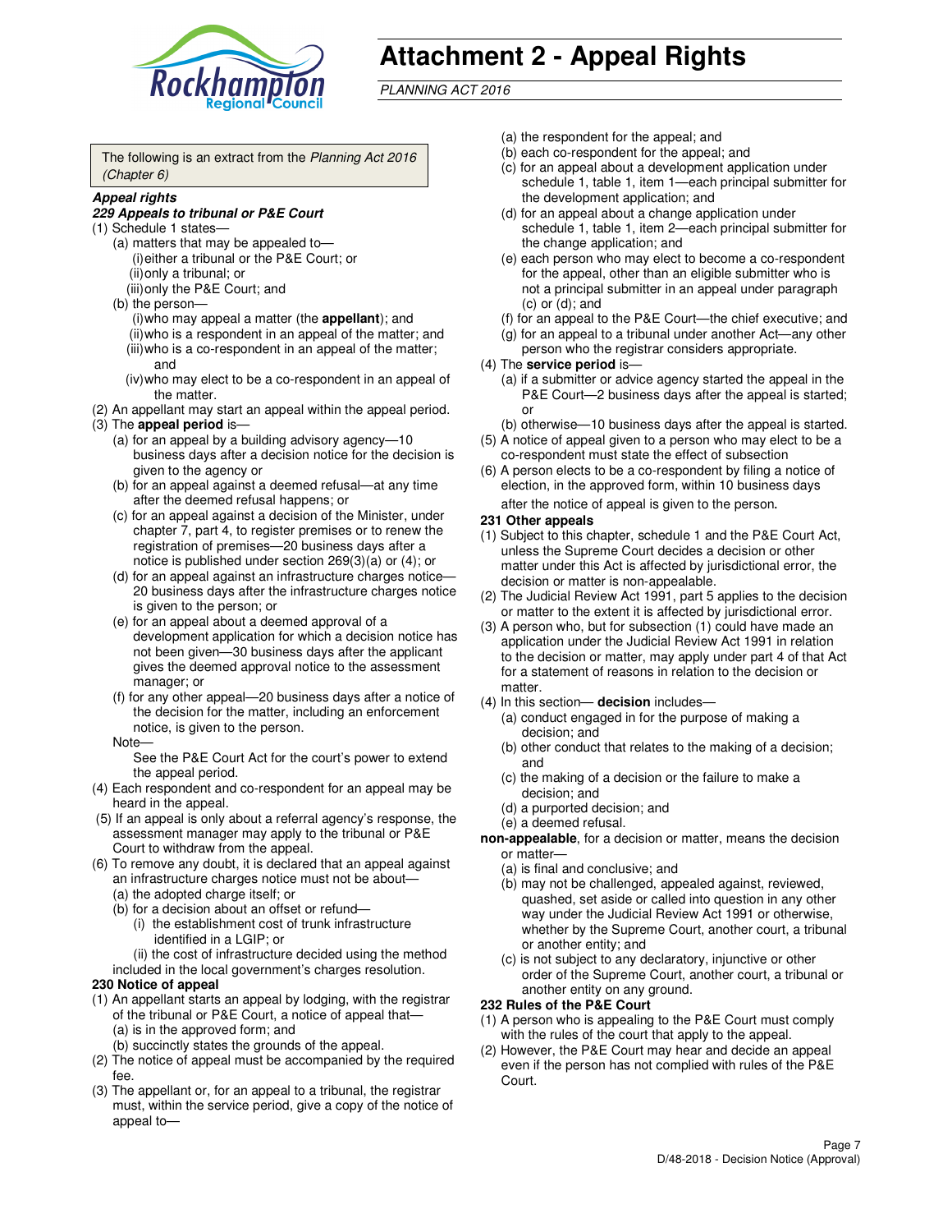# Attachment 2 - Appeal Rights

*PLANNING ACT 2016*

The following is an extract from the *Planning Act 2016 (Chapter 6)*

***Appeal rights***

***229 Appeals to tribunal or P&E Court***

(1) Schedule 1 states—

(a) matters that may be appealed to—

(i) either a tribunal or the P&E Court; or

(ii) only a tribunal; or

(iii) only the P&E Court; and

(b) the person—

(i) who may appeal a matter (the **appellant**); and

(ii) who is a respondent in an appeal of the matter; and

(iii) who is a co-respondent in an appeal of the matter; and

(iv) who may elect to be a co-respondent in an appeal of the matter.

(2) An appellant may start an appeal within the appeal period.

(3) The **appeal period** is—

(a) for an appeal by a building advisory agency—10 business days after a decision notice for the decision is given to the agency or

(b) for an appeal against a deemed refusal—at any time after the deemed refusal happens; or

(c) for an appeal against a decision of the Minister, under chapter 7, part 4, to register premises or to renew the registration of premises—20 business days after a notice is published under section 269(3)(a) or (4); or

(d) for an appeal against an infrastructure charges notice—20 business days after the infrastructure charges notice is given to the person; or

(e) for an appeal about a deemed approval of a development application for which a decision notice has not been given—30 business days after the applicant gives the deemed approval notice to the assessment manager; or

(f) for any other appeal—20 business days after a notice of the decision for the matter, including an enforcement notice, is given to the person.

Note—

See the P&E Court Act for the court's power to extend the appeal period.

(4) Each respondent and co-respondent for an appeal may be heard in the appeal.

(5) If an appeal is only about a referral agency's response, the assessment manager may apply to the tribunal or P&E Court to withdraw from the appeal.

(6) To remove any doubt, it is declared that an appeal against an infrastructure charges notice must not be about—

(a) the adopted charge itself; or

(b) for a decision about an offset or refund—

(i) the establishment cost of trunk infrastructure identified in a LGIP; or

(ii) the cost of infrastructure decided using the method included in the local government's charges resolution.

**230 Notice of appeal**

(1) An appellant starts an appeal by lodging, with the registrar of the tribunal or P&E Court, a notice of appeal that—

(a) is in the approved form; and

(b) succinctly states the grounds of the appeal.

(2) The notice of appeal must be accompanied by the required fee.

(3) The appellant or, for an appeal to a tribunal, the registrar must, within the service period, give a copy of the notice of appeal to—

(a) the respondent for the appeal; and

(b) each co-respondent for the appeal; and

(c) for an appeal about a development application under schedule 1, table 1, item 1—each principal submitter for the development application; and

(d) for an appeal about a change application under schedule 1, table 1, item 2—each principal submitter for the change application; and

(e) each person who may elect to become a co-respondent for the appeal, other than an eligible submitter who is not a principal submitter in an appeal under paragraph (c) or (d); and

(f) for an appeal to the P&E Court—the chief executive; and

(g) for an appeal to a tribunal under another Act—any other person who the registrar considers appropriate.

(4) The **service period** is—

(a) if a submitter or advice agency started the appeal in the P&E Court—2 business days after the appeal is started; or

(b) otherwise—10 business days after the appeal is started.

(5) A notice of appeal given to a person who may elect to be a co-respondent must state the effect of subsection

(6) A person elects to be a co-respondent by filing a notice of election, in the approved form, within 10 business days after the notice of appeal is given to the person.

**231 Other appeals**

(1) Subject to this chapter, schedule 1 and the P&E Court Act, unless the Supreme Court decides a decision or other matter under this Act is affected by jurisdictional error, the decision or matter is non-appealable.

(2) The Judicial Review Act 1991, part 5 applies to the decision or matter to the extent it is affected by jurisdictional error.

(3) A person who, but for subsection (1) could have made an application under the Judicial Review Act 1991 in relation to the decision or matter, may apply under part 4 of that Act for a statement of reasons in relation to the decision or matter.

(4) In this section— **decision** includes—

(a) conduct engaged in for the purpose of making a decision; and

(b) other conduct that relates to the making of a decision; and

(c) the making of a decision or the failure to make a decision; and

(d) a purported decision; and

(e) a deemed refusal.

**non-appealable**, for a decision or matter, means the decision or matter—

(a) is final and conclusive; and

(b) may not be challenged, appealed against, reviewed, quashed, set aside or called into question in any other way under the Judicial Review Act 1991 or otherwise, whether by the Supreme Court, another court, a tribunal or another entity; and

(c) is not subject to any declaratory, injunctive or other order of the Supreme Court, another court, a tribunal or another entity on any ground.

**232 Rules of the P&E Court**

(1) A person who is appealing to the P&E Court must comply with the rules of the court that apply to the appeal.

(2) However, the P&E Court may hear and decide an appeal even if the person has not complied with rules of the P&E Court.

D/48-2018 - Decision Notice (Approval)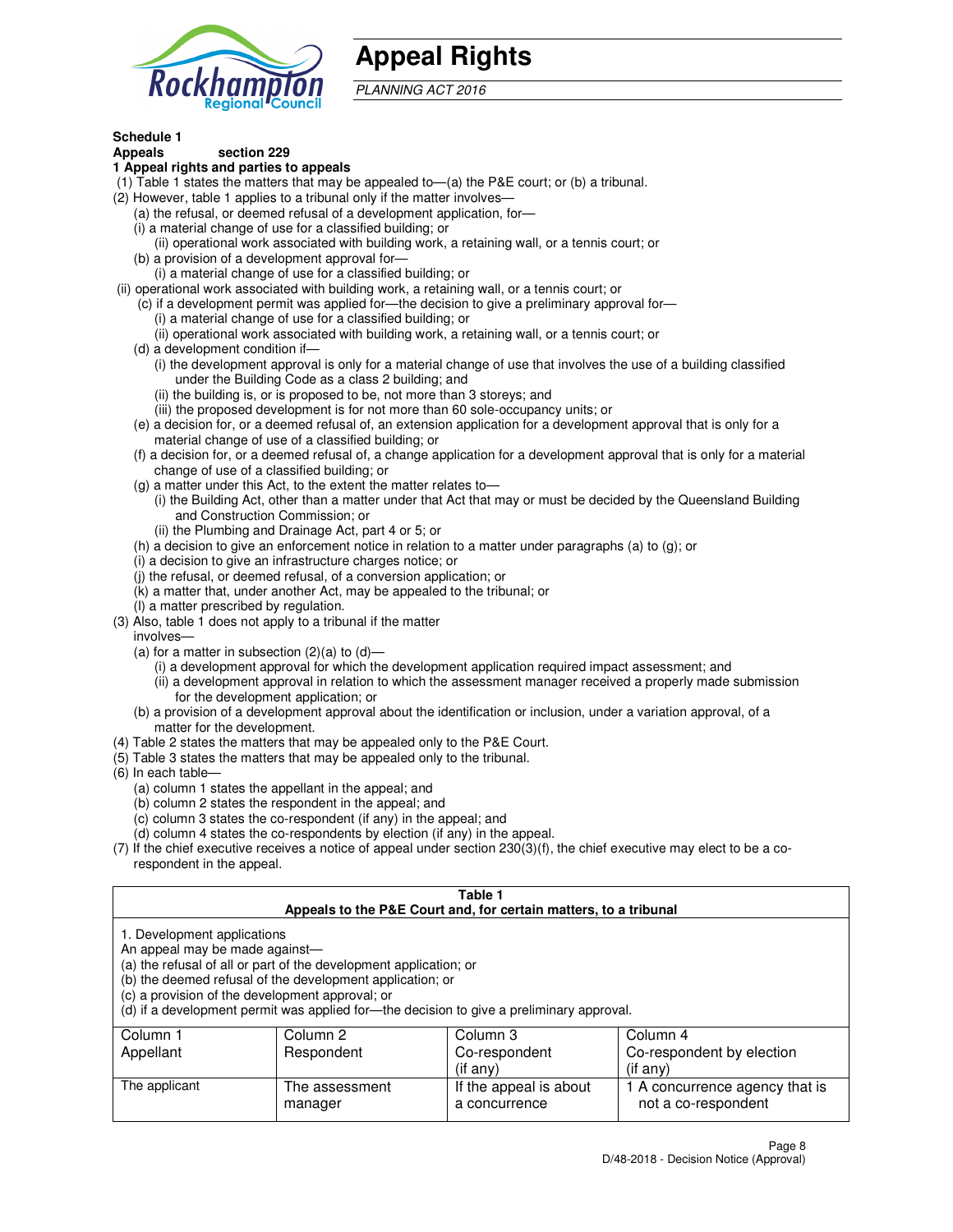# Appeal Rights

*PLANNING ACT 2016*

**Schedule 1**
**Appeals section 229**
**1 Appeal rights and parties to appeals**

(1) Table 1 states the matters that may be appealed to—(a) the P&E court; or (b) a tribunal.

(2) However, table 1 applies to a tribunal only if the matter involves—

(a) the refusal, or deemed refusal of a development application, for—

(i) a material change of use for a classified building; or

(ii) operational work associated with building work, a retaining wall, or a tennis court; or

(b) a provision of a development approval for—

(i) a material change of use for a classified building; or

(ii) operational work associated with building work, a retaining wall, or a tennis court; or

(c) if a development permit was applied for—the decision to give a preliminary approval for—

(i) a material change of use for a classified building; or

(ii) operational work associated with building work, a retaining wall, or a tennis court; or

(d) a development condition if—

(i) the development approval is only for a material change of use that involves the use of a building classified under the Building Code as a class 2 building; and

(ii) the building is, or is proposed to be, not more than 3 storeys; and

(iii) the proposed development is for not more than 60 sole-occupancy units; or

(e) a decision for, or a deemed refusal of, an extension application for a development approval that is only for a material change of use of a classified building; or

(f) a decision for, or a deemed refusal of, a change application for a development approval that is only for a material change of use of a classified building; or

(g) a matter under this Act, to the extent the matter relates to—

(i) the Building Act, other than a matter under that Act that may or must be decided by the Queensland Building and Construction Commission; or

(ii) the Plumbing and Drainage Act, part 4 or 5; or

(h) a decision to give an enforcement notice in relation to a matter under paragraphs (a) to (g); or

(i) a decision to give an infrastructure charges notice; or

(j) the refusal, or deemed refusal, of a conversion application; or

(k) a matter that, under another Act, may be appealed to the tribunal; or

(l) a matter prescribed by regulation.

(3) Also, table 1 does not apply to a tribunal if the matter involves—

(a) for a matter in subsection (2)(a) to (d)—

(i) a development approval for which the development application required impact assessment; and

(ii) a development approval in relation to which the assessment manager received a properly made submission for the development application; or

(b) a provision of a development approval about the identification or inclusion, under a variation approval, of a matter for the development.

(4) Table 2 states the matters that may be appealed only to the P&E Court.

(5) Table 3 states the matters that may be appealed only to the tribunal.

(6) In each table—

(a) column 1 states the appellant in the appeal; and

(b) column 2 states the respondent in the appeal; and

(c) column 3 states the co-respondent (if any) in the appeal; and

(d) column 4 states the co-respondents by election (if any) in the appeal.

(7) If the chief executive receives a notice of appeal under section 230(3)(f), the chief executive may elect to be a co-respondent in the appeal.

**Table 1**
**Appeals to the P&E Court and, for certain matters, to a tribunal**

1. Development applications

An appeal may be made against—

(a) the refusal of all or part of the development application; or

(b) the deemed refusal of the development application; or

(c) a provision of the development approval; or

(d) if a development permit was applied for—the decision to give a preliminary approval.

| Column 1<br>Appellant | Column 2<br>Respondent | Column 3<br>Co-respondent<br>(if any) | Column 4<br>Co-respondent by election<br>(if any) |
|---|---|---|---|
| The applicant | The assessment manager | If the appeal is about a concurrence | 1 A concurrence agency that is not a co-respondent |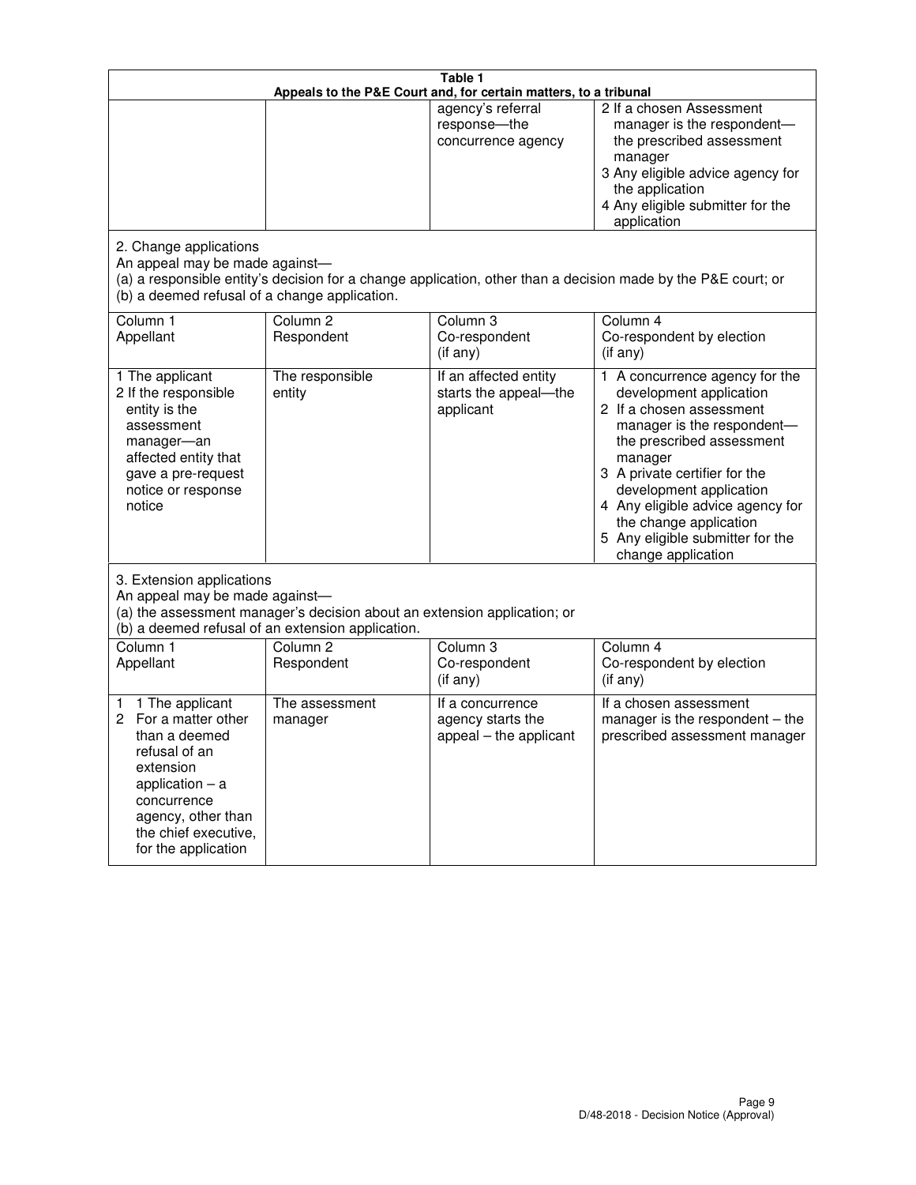**Table 1**
**Appeals to the P&E Court and, for certain matters, to a tribunal**

| | | | |
|---|---|---|---|
| | | agency's referral response—the concurrence agency | 2 If a chosen Assessment manager is the respondent—the prescribed assessment manager<br>3 Any eligible advice agency for the application<br>4 Any eligible submitter for the application |

2. Change applications

An appeal may be made against—

(a) a responsible entity's decision for a change application, other than a decision made by the P&E court; or

(b) a deemed refusal of a change application.

| Column 1<br>Appellant | Column 2<br>Respondent | Column 3<br>Co-respondent<br>(if any) | Column 4<br>Co-respondent by election<br>(if any) |
|---|---|---|---|
| 1 The applicant<br>2 If the responsible entity is the assessment manager—an affected entity that gave a pre-request notice or response notice | The responsible entity | If an affected entity starts the appeal—the applicant | 1 A concurrence agency for the development application<br>2 If a chosen assessment manager is the respondent—the prescribed assessment manager<br>3 A private certifier for the development application<br>4 Any eligible advice agency for the change application<br>5 Any eligible submitter for the change application |

3. Extension applications

An appeal may be made against—

(a) the assessment manager's decision about an extension application; or

(b) a deemed refusal of an extension application.

| Column 1<br>Appellant | Column 2<br>Respondent | Column 3<br>Co-respondent<br>(if any) | Column 4<br>Co-respondent by election<br>(if any) |
|---|---|---|---|
| 1 1 The applicant<br>2 For a matter other than a deemed refusal of an extension application – a concurrence agency, other than the chief executive, for the application | The assessment manager | If a concurrence agency starts the appeal – the applicant | If a chosen assessment manager is the respondent – the prescribed assessment manager |

D/48-2018 - Decision Notice (Approval)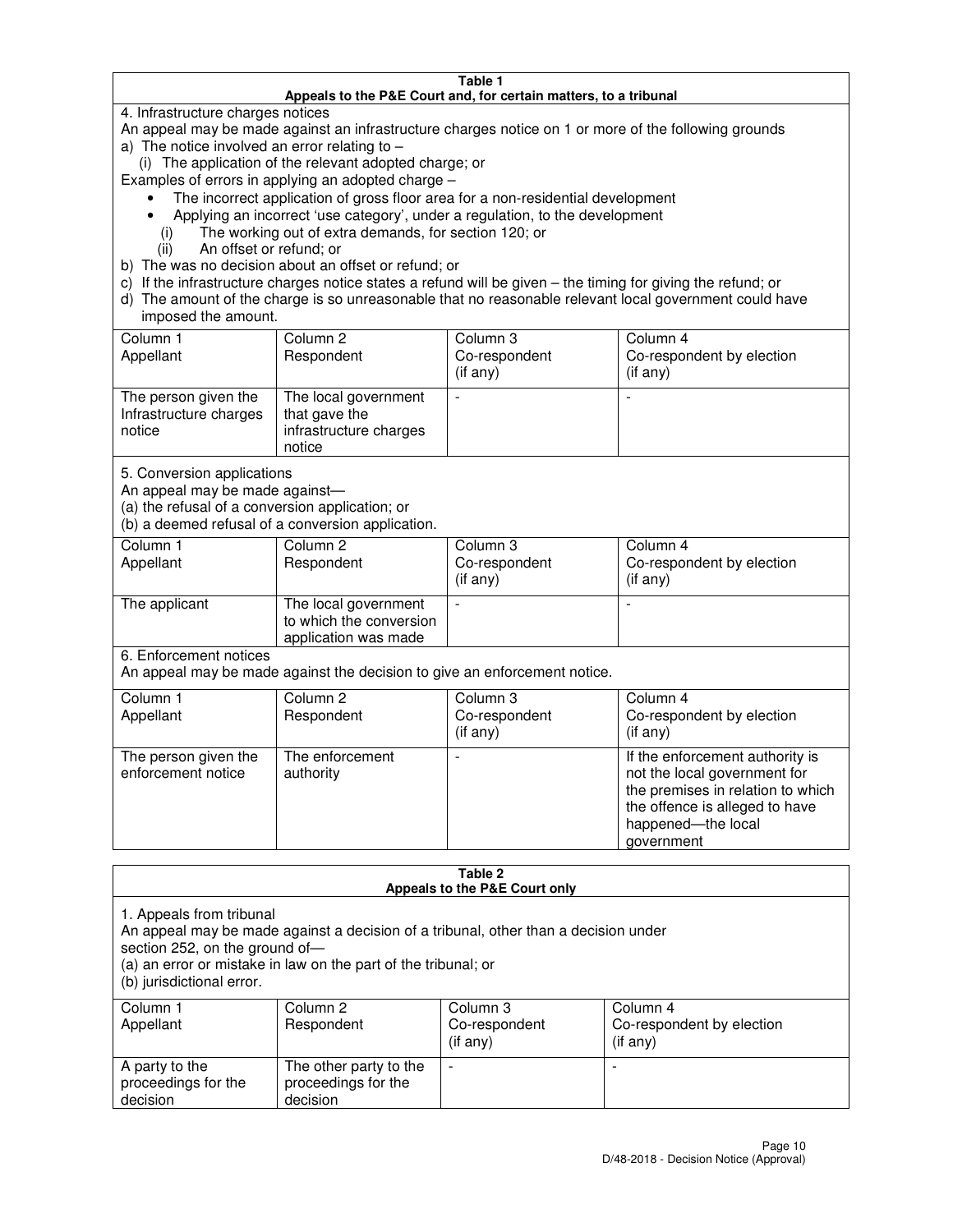**Table 1**
**Appeals to the P&E Court and, for certain matters, to a tribunal**

4. Infrastructure charges notices

An appeal may be made against an infrastructure charges notice on 1 or more of the following grounds

a) The notice involved an error relating to –

   (i) The application of the relevant adopted charge; or

Examples of errors in applying an adopted charge –

- The incorrect application of gross floor area for a non-residential development
- Applying an incorrect 'use category', under a regulation, to the development

   (i) The working out of extra demands, for section 120; or

   (ii) An offset or refund; or

b) The was no decision about an offset or refund; or

c) If the infrastructure charges notice states a refund will be given – the timing for giving the refund; or

d) The amount of the charge is so unreasonable that no reasonable relevant local government could have imposed the amount.

| Column 1 Appellant | Column 2 Respondent | Column 3 Co-respondent (if any) | Column 4 Co-respondent by election (if any) |
|---|---|---|---|
| The person given the Infrastructure charges notice | The local government that gave the infrastructure charges notice | - | - |

5. Conversion applications

An appeal may be made against—

(a) the refusal of a conversion application; or

(b) a deemed refusal of a conversion application.

| Column 1 Appellant | Column 2 Respondent | Column 3 Co-respondent (if any) | Column 4 Co-respondent by election (if any) |
|---|---|---|---|
| The applicant | The local government to which the conversion application was made | - | - |

6. Enforcement notices

An appeal may be made against the decision to give an enforcement notice.

| Column 1 Appellant | Column 2 Respondent | Column 3 Co-respondent (if any) | Column 4 Co-respondent by election (if any) |
|---|---|---|---|
| The person given the enforcement notice | The enforcement authority | - | If the enforcement authority is not the local government for the premises in relation to which the offence is alleged to have happened—the local government |

**Table 2**
**Appeals to the P&E Court only**

1. Appeals from tribunal

An appeal may be made against a decision of a tribunal, other than a decision under section 252, on the ground of—

(a) an error or mistake in law on the part of the tribunal; or

(b) jurisdictional error.

| Column 1 Appellant | Column 2 Respondent | Column 3 Co-respondent (if any) | Column 4 Co-respondent by election (if any) |
|---|---|---|---|
| A party to the proceedings for the decision | The other party to the proceedings for the decision | - | - |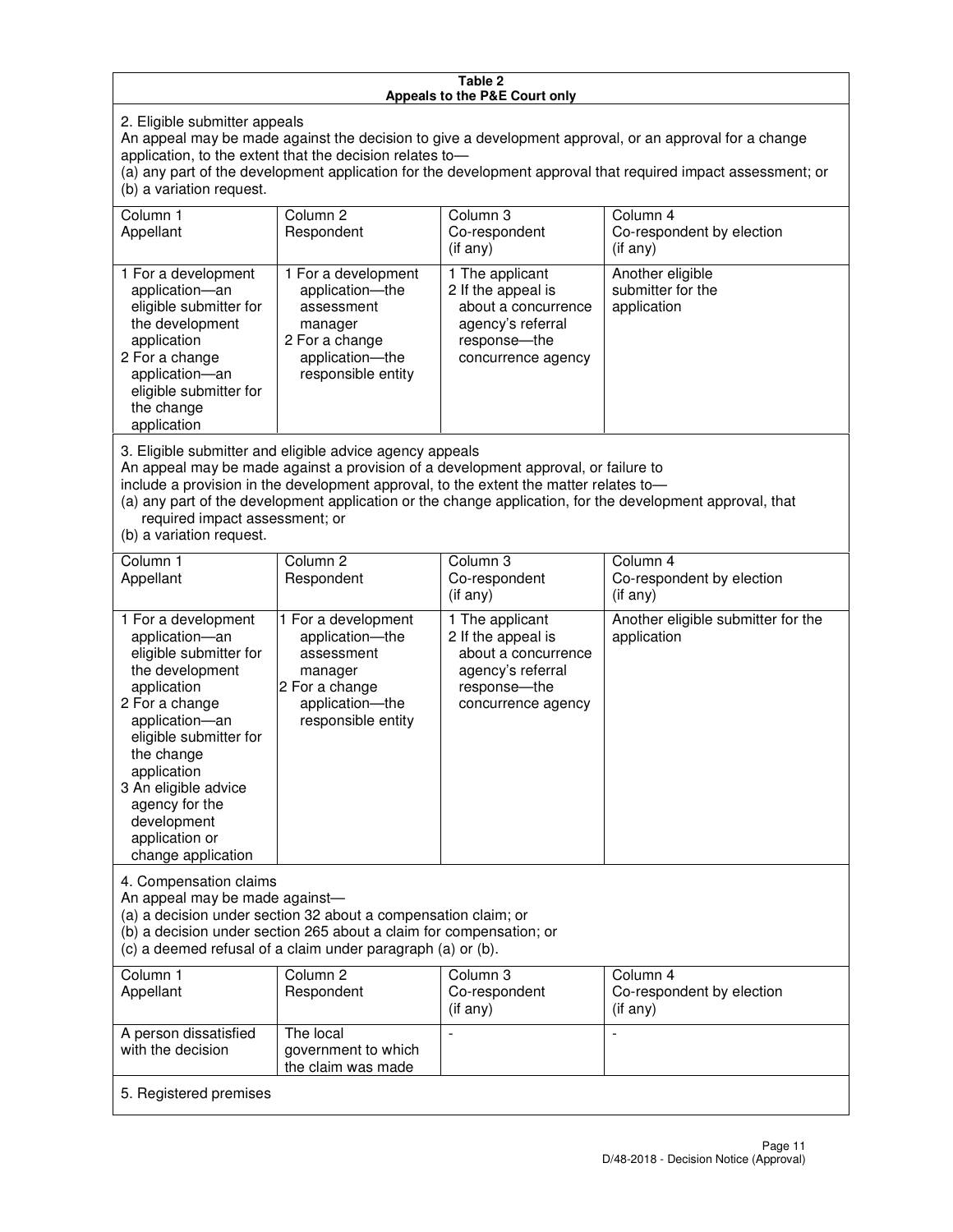**Table 2**
**Appeals to the P&E Court only**

2. Eligible submitter appeals

An appeal may be made against the decision to give a development approval, or an approval for a change application, to the extent that the decision relates to—

(a) any part of the development application for the development approval that required impact assessment; or

(b) a variation request.

| Column 1<br>Appellant | Column 2<br>Respondent | Column 3<br>Co-respondent<br>(if any) | Column 4<br>Co-respondent by election<br>(if any) |
|---|---|---|---|
| 1 For a development application—an eligible submitter for the development application<br>2 For a change application—an eligible submitter for the change application | 1 For a development application—the assessment manager<br>2 For a change application—the responsible entity | 1 The applicant<br>2 If the appeal is about a concurrence agency's referral response—the concurrence agency | Another eligible submitter for the application |

3. Eligible submitter and eligible advice agency appeals

An appeal may be made against a provision of a development approval, or failure to include a provision in the development approval, to the extent the matter relates to—

(a) any part of the development application or the change application, for the development approval, that required impact assessment; or

(b) a variation request.

| Column 1<br>Appellant | Column 2<br>Respondent | Column 3<br>Co-respondent<br>(if any) | Column 4<br>Co-respondent by election<br>(if any) |
|---|---|---|---|
| 1 For a development application—an eligible submitter for the development application<br>2 For a change application—an eligible submitter for the change application<br>3 An eligible advice agency for the development application or change application | 1 For a development application—the assessment manager<br>2 For a change application—the responsible entity | 1 The applicant<br>2 If the appeal is about a concurrence agency's referral response—the concurrence agency | Another eligible submitter for the application |

4. Compensation claims

An appeal may be made against—

(a) a decision under section 32 about a compensation claim; or

(b) a decision under section 265 about a claim for compensation; or

(c) a deemed refusal of a claim under paragraph (a) or (b).

| Column 1<br>Appellant | Column 2<br>Respondent | Column 3<br>Co-respondent<br>(if any) | Column 4<br>Co-respondent by election<br>(if any) |
|---|---|---|---|
| A person dissatisfied with the decision | The local government to which the claim was made | - | - |

5. Registered premises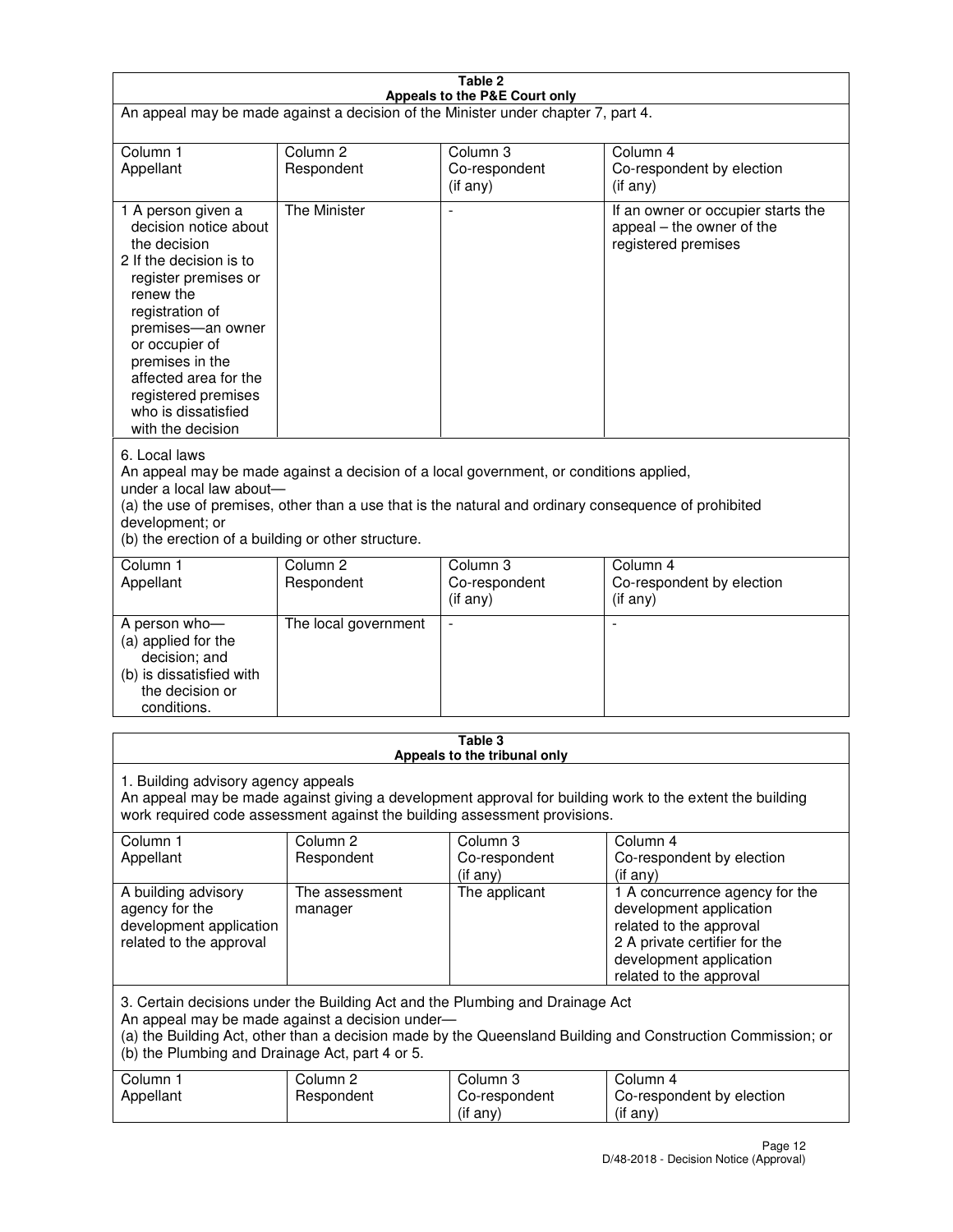**Table 2**
**Appeals to the P&E Court only**

An appeal may be made against a decision of the Minister under chapter 7, part 4.

| Column 1<br>Appellant | Column 2<br>Respondent | Column 3<br>Co-respondent<br>(if any) | Column 4<br>Co-respondent by election<br>(if any) |
|---|---|---|---|
| 1 A person given a decision notice about the decision<br>2 If the decision is to register premises or renew the registration of premises—an owner or occupier of premises in the affected area for the registered premises who is dissatisfied with the decision | The Minister | - | If an owner or occupier starts the appeal – the owner of the registered premises |

6. Local laws
An appeal may be made against a decision of a local government, or conditions applied, under a local law about—
(a) the use of premises, other than a use that is the natural and ordinary consequence of prohibited development; or
(b) the erection of a building or other structure.

| Column 1<br>Appellant | Column 2<br>Respondent | Column 3<br>Co-respondent<br>(if any) | Column 4<br>Co-respondent by election<br>(if any) |
|---|---|---|---|
| A person who—<br>(a) applied for the decision; and<br>(b) is dissatisfied with the decision or conditions. | The local government | - | - |

**Table 3**
**Appeals to the tribunal only**

1. Building advisory agency appeals
An appeal may be made against giving a development approval for building work to the extent the building work required code assessment against the building assessment provisions.

| Column 1<br>Appellant | Column 2<br>Respondent | Column 3<br>Co-respondent<br>(if any) | Column 4<br>Co-respondent by election<br>(if any) |
|---|---|---|---|
| A building advisory agency for the development application related to the approval | The assessment manager | The applicant | 1 A concurrence agency for the development application related to the approval<br>2 A private certifier for the development application related to the approval |

3. Certain decisions under the Building Act and the Plumbing and Drainage Act
An appeal may be made against a decision under—
(a) the Building Act, other than a decision made by the Queensland Building and Construction Commission; or
(b) the Plumbing and Drainage Act, part 4 or 5.

| Column 1<br>Appellant | Column 2<br>Respondent | Column 3<br>Co-respondent<br>(if any) | Column 4<br>Co-respondent by election<br>(if any) |
|---|---|---|---|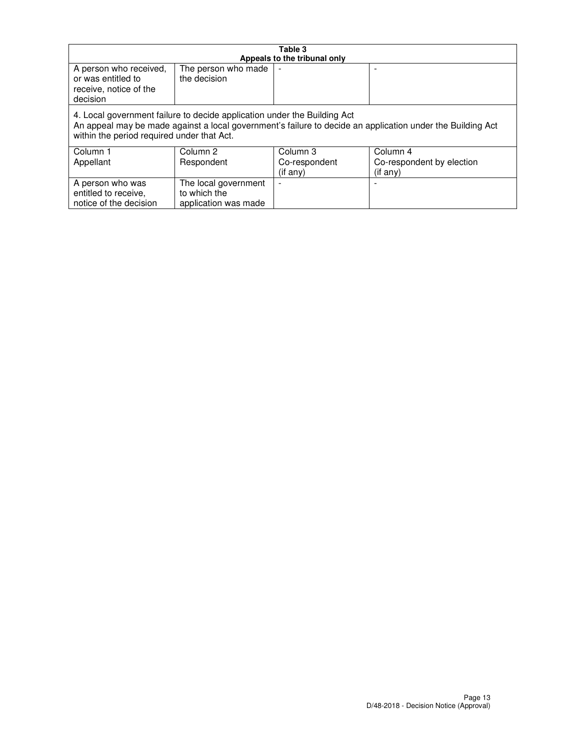| Table 3<br>**Appeals to the tribunal only** | | | |
|---|---|---|---|
| A person who received, or was entitled to receive, notice of the decision | The person who made the decision | - | - |
| 4. Local government failure to decide application under the Building Act<br>An appeal may be made against a local government's failure to decide an application under the Building Act within the period required under that Act. | | | |
| Column 1<br>Appellant | Column 2<br>Respondent | Column 3<br>Co-respondent<br>(if any) | Column 4<br>Co-respondent by election<br>(if any) |
| A person who was entitled to receive, notice of the decision | The local government to which the application was made | - | - |